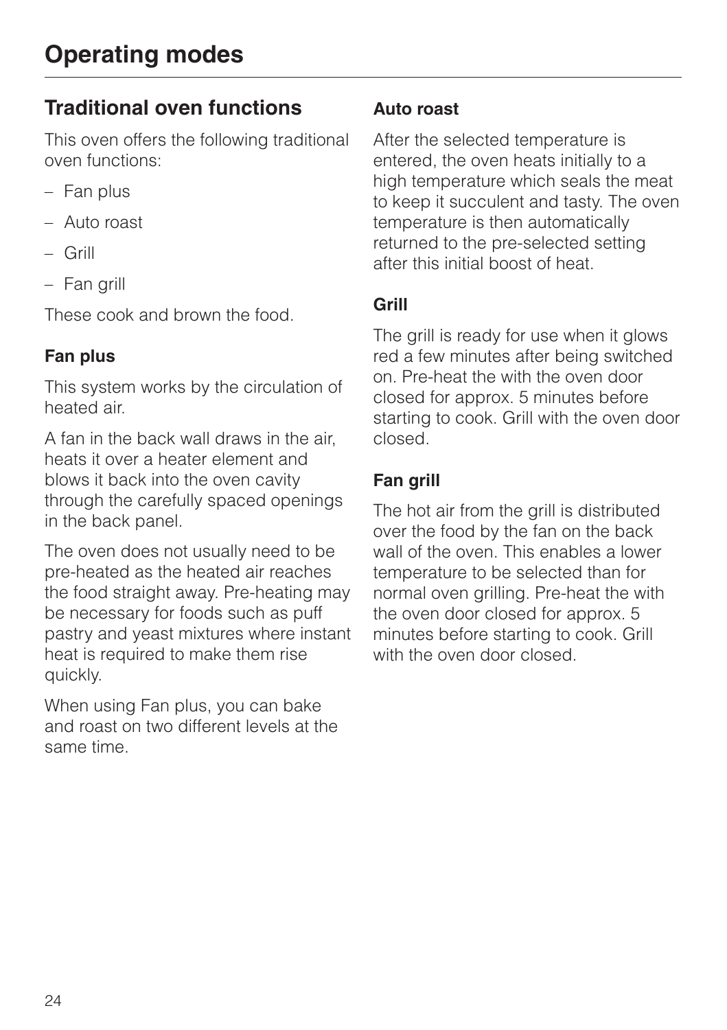# Operating modes

## Traditional oven functions

This oven offers the following traditional oven functions:

- Fan plus
- Auto roast
- Grill
- Fan grill

These cook and brown the food.

### Fan plus

This system works by the circulation of heated air.

A fan in the back wall draws in the air, heats it over a heater element and blows it back into the oven cavity through the carefully spaced openings in the back panel.

The oven does not usually need to be pre-heated as the heated air reaches the food straight away. Pre-heating may be necessary for foods such as puff pastry and yeast mixtures where instant heat is required to make them rise quickly.

When using Fan plus, you can bake and roast on two different levels at the same time.

### Auto roast

After the selected temperature is entered, the oven heats initially to a high temperature which seals the meat to keep it succulent and tasty. The oven temperature is then automatically returned to the pre-selected setting after this initial boost of heat.

### Grill

The grill is ready for use when it glows red a few minutes after being switched on. Pre-heat the with the oven door closed for approx. 5 minutes before starting to cook. Grill with the oven door closed.

### Fan grill

The hot air from the grill is distributed over the food by the fan on the back wall of the oven. This enables a lower temperature to be selected than for normal oven grilling. Pre-heat the with the oven door closed for approx. 5 minutes before starting to cook. Grill with the oven door closed.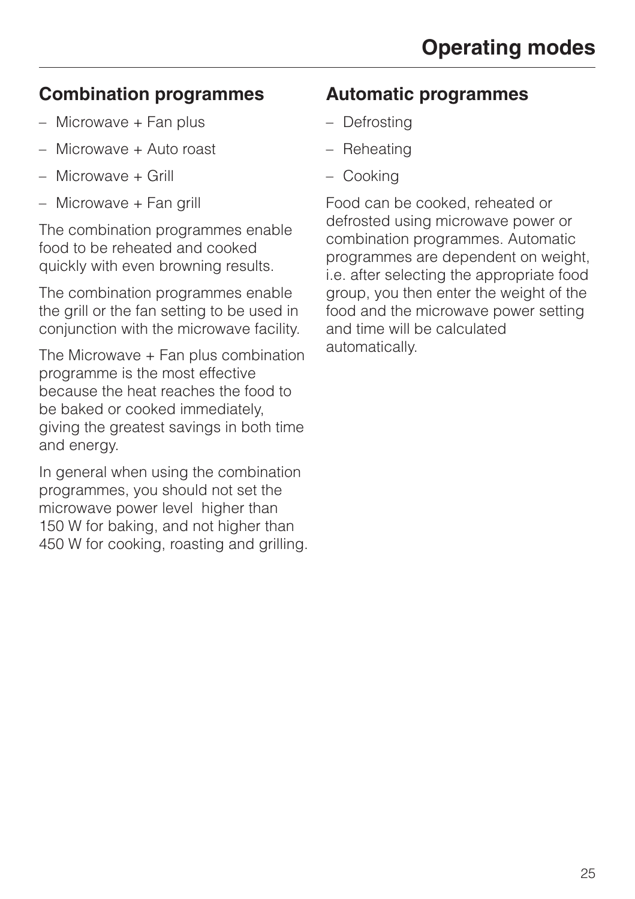# Operating modes

## Combination programmes

- Microwave + Fan plus
- Microwave + Auto roast
- Microwave + Grill
- Microwave + Fan grill

The combination programmes enable food to be reheated and cooked quickly with even browning results.

The combination programmes enable the grill or the fan setting to be used in conjunction with the microwave facility.

The Microwave + Fan plus combination programme is the most effective because the heat reaches the food to be baked or cooked immediately, giving the greatest savings in both time and energy.

In general when using the combination programmes, you should not set the microwave power level higher than 150 W for baking, and not higher than 450 W for cooking, roasting and grilling.

## Automatic programmes

- Defrosting
- Reheating
- Cooking

Food can be cooked, reheated or defrosted using microwave power or combination programmes. Automatic programmes are dependent on weight, i.e. after selecting the appropriate food group, you then enter the weight of the food and the microwave power setting and time will be calculated automatically.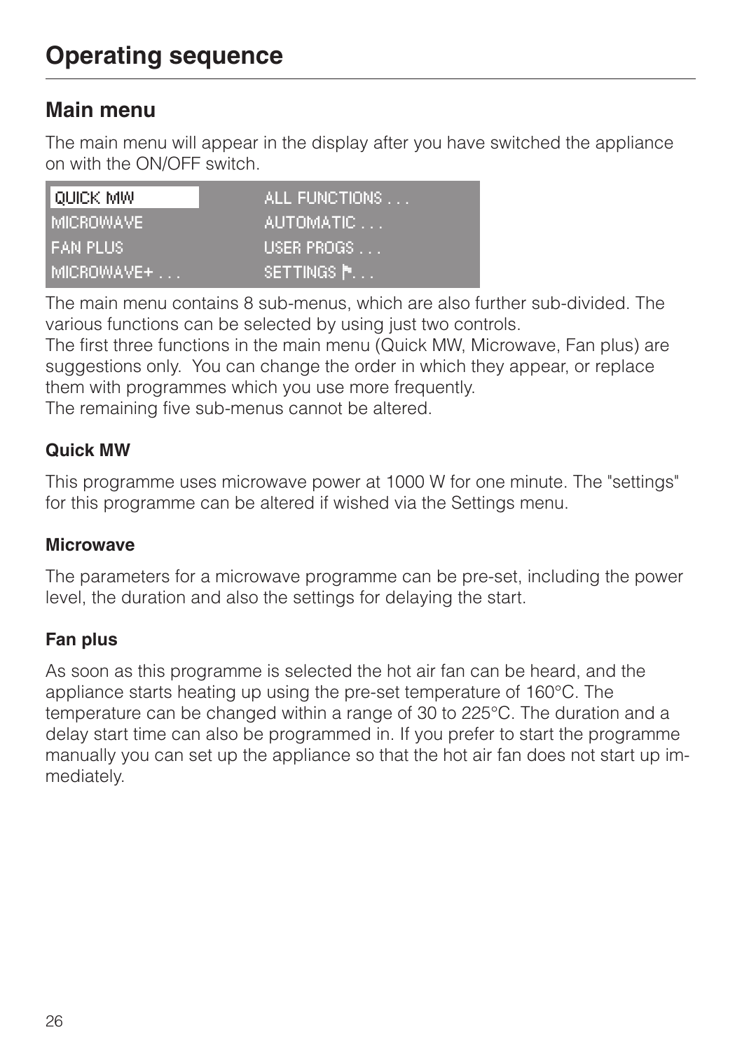# Operating sequence

## Main menu

The main menu will appear in the display after you have switched the appliance on with the ON/OFF switch.

| | |
|---|---|
| QUICK MW | ALL FUNCTIONS . . . |
| MICROWAVE | AUTOMATIC . . . |
| FAN PLUS | USER PROGS . . . |
| MICROWAVE+ . . . | SETTINGS ⚑. . . |

The main menu contains 8 sub-menus, which are also further sub-divided. The various functions can be selected by using just two controls.
The first three functions in the main menu (Quick MW, Microwave, Fan plus) are suggestions only. You can change the order in which they appear, or replace them with programmes which you use more frequently.
The remaining five sub-menus cannot be altered.

### Quick MW

This programme uses microwave power at 1000 W for one minute. The "settings" for this programme can be altered if wished via the Settings menu.

### Microwave

The parameters for a microwave programme can be pre-set, including the power level, the duration and also the settings for delaying the start.

### Fan plus

As soon as this programme is selected the hot air fan can be heard, and the appliance starts heating up using the pre-set temperature of 160°C. The temperature can be changed within a range of 30 to 225°C. The duration and a delay start time can also be programmed in. If you prefer to start the programme manually you can set up the appliance so that the hot air fan does not start up immediately.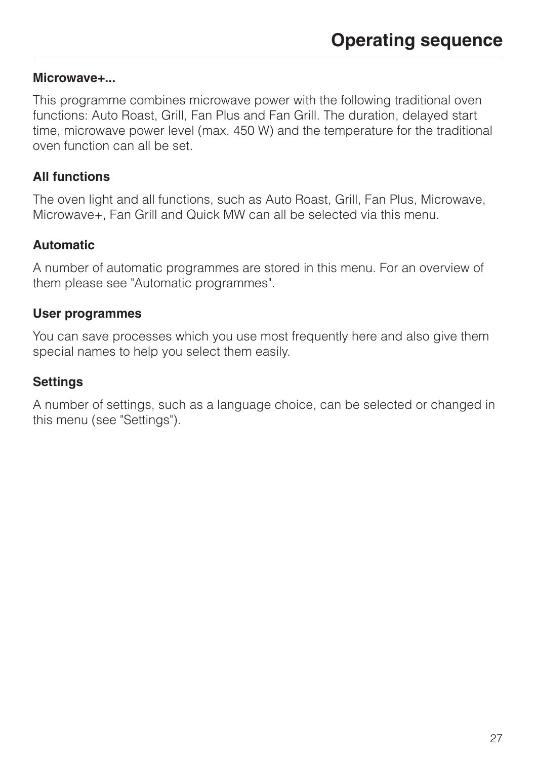**Microwave+...**

This programme combines microwave power with the following traditional oven functions: Auto Roast, Grill, Fan Plus and Fan Grill. The duration, delayed start time, microwave power level (max. 450 W) and the temperature for the traditional oven function can all be set.

**All functions**

The oven light and all functions, such as Auto Roast, Grill, Fan Plus, Microwave, Microwave+, Fan Grill and Quick MW can all be selected via this menu.

**Automatic**

A number of automatic programmes are stored in this menu. For an overview of them please see "Automatic programmes".

**User programmes**

You can save processes which you use most frequently here and also give them special names to help you select them easily.

**Settings**

A number of settings, such as a language choice, can be selected or changed in this menu (see "Settings").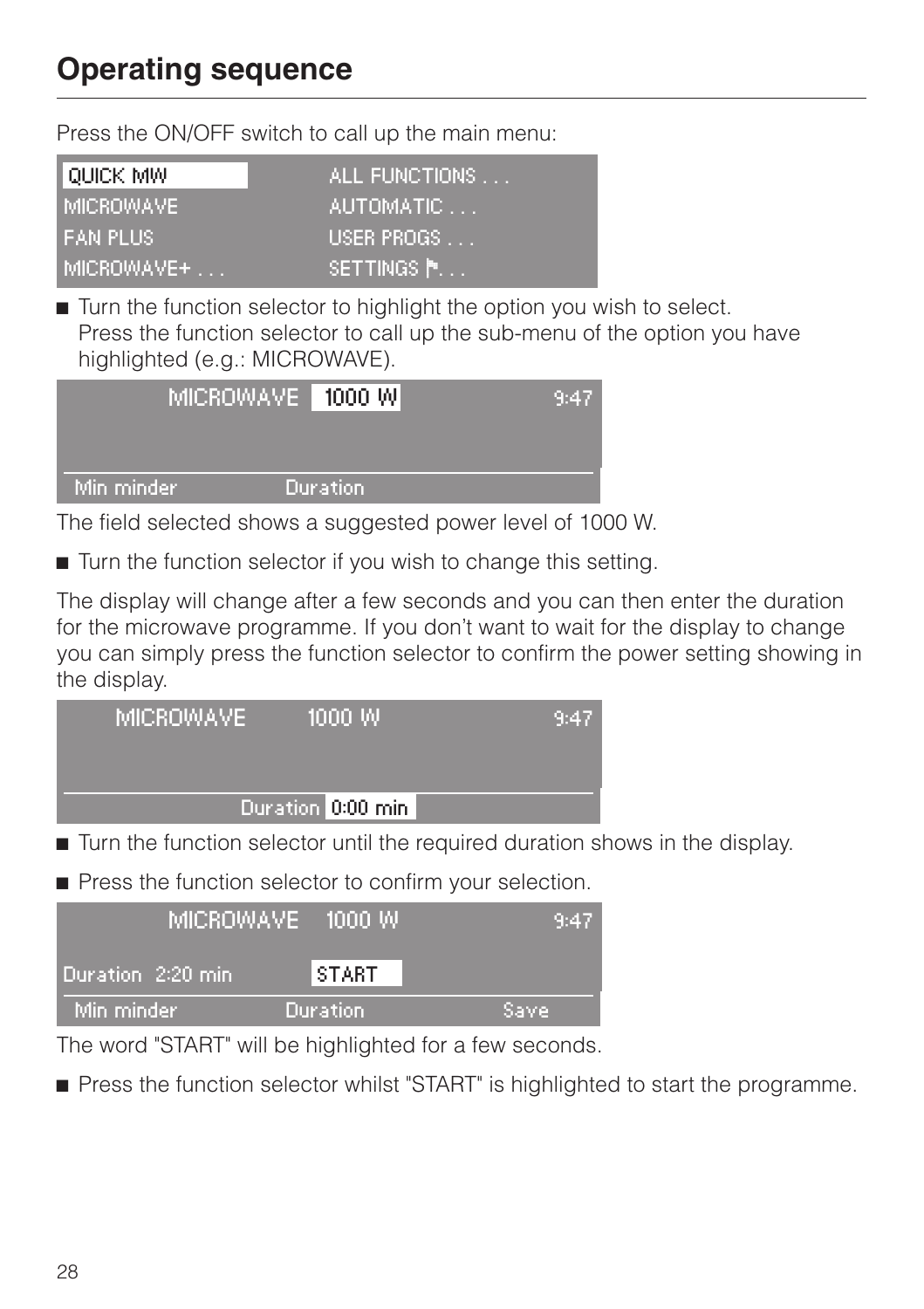# Operating sequence

Press the ON/OFF switch to call up the main menu:

| | |
|---|---|
| QUICK MW | ALL FUNCTIONS . . . |
| MICROWAVE | AUTOMATIC . . . |
| FAN PLUS | USER PROGS . . . |
| MICROWAVE+ . . . | SETTINGS ⚑. . . |

- Turn the function selector to highlight the option you wish to select. Press the function selector to call up the sub-menu of the option you have highlighted (e.g.: MICROWAVE).

```
MICROWAVE  1000 W                    9:47

Min minder        Duration
```

The field selected shows a suggested power level of 1000 W.

- Turn the function selector if you wish to change this setting.

The display will change after a few seconds and you can then enter the duration for the microwave programme. If you don't want to wait for the display to change you can simply press the function selector to confirm the power setting showing in the display.

```
MICROWAVE     1000 W                 9:47

             Duration 0:00 min
```

- Turn the function selector until the required duration shows in the display.
- Press the function selector to confirm your selection.

```
MICROWAVE  1000 W                    9:47
Duration  2:20 min      START
Min minder        Duration          Save
```

The word "START" will be highlighted for a few seconds.

- Press the function selector whilst "START" is highlighted to start the programme.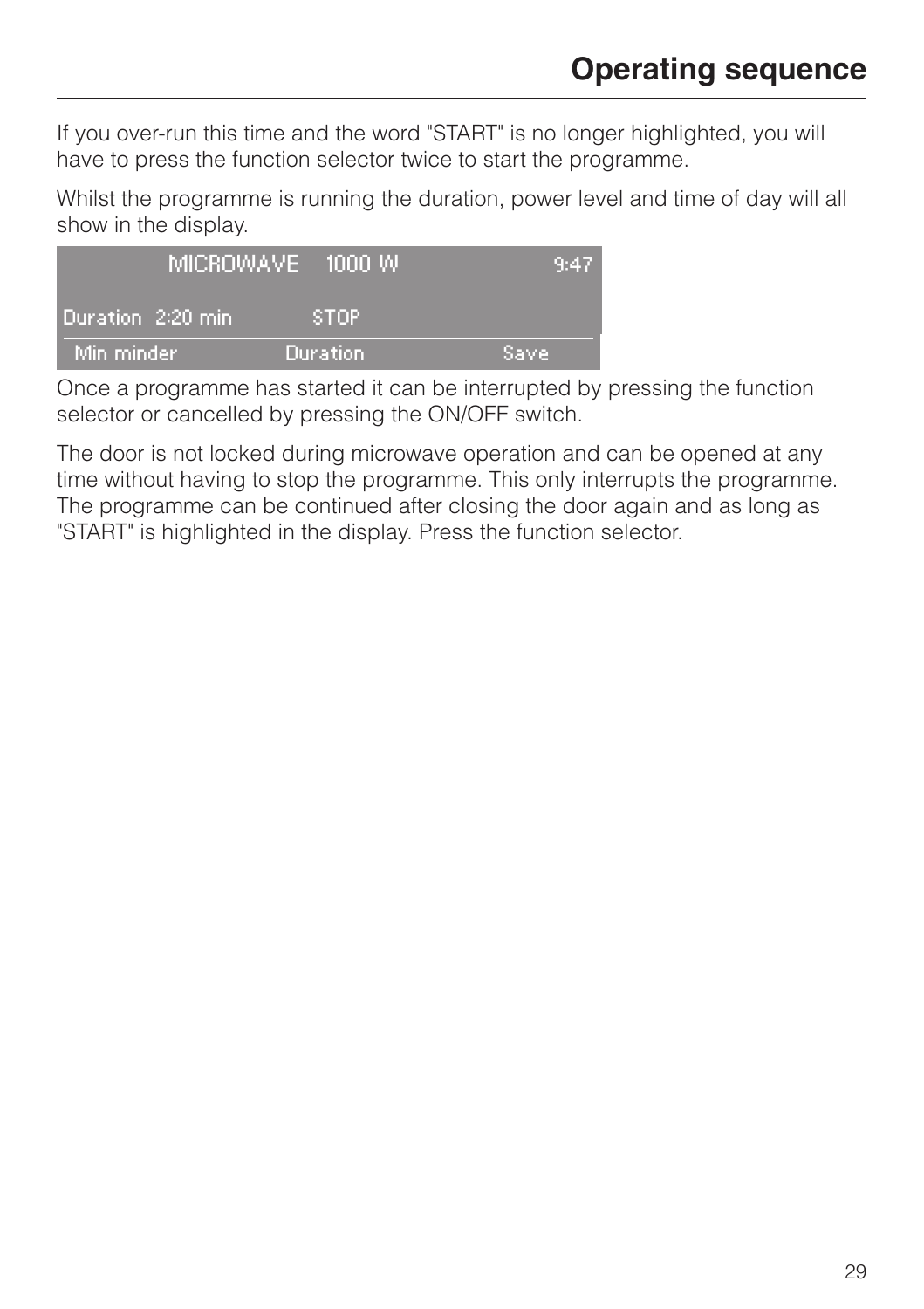## Operating sequence

If you over-run this time and the word "START" is no longer highlighted, you will have to press the function selector twice to start the programme.

Whilst the programme is running the duration, power level and time of day will all show in the display.

```
        MICROWAVE   1000 W              9:47
Duration  2:20 min        STOP
 Min minder            Duration            Save
```

Once a programme has started it can be interrupted by pressing the function selector or cancelled by pressing the ON/OFF switch.

The door is not locked during microwave operation and can be opened at any time without having to stop the programme. This only interrupts the programme. The programme can be continued after closing the door again and as long as "START" is highlighted in the display. Press the function selector.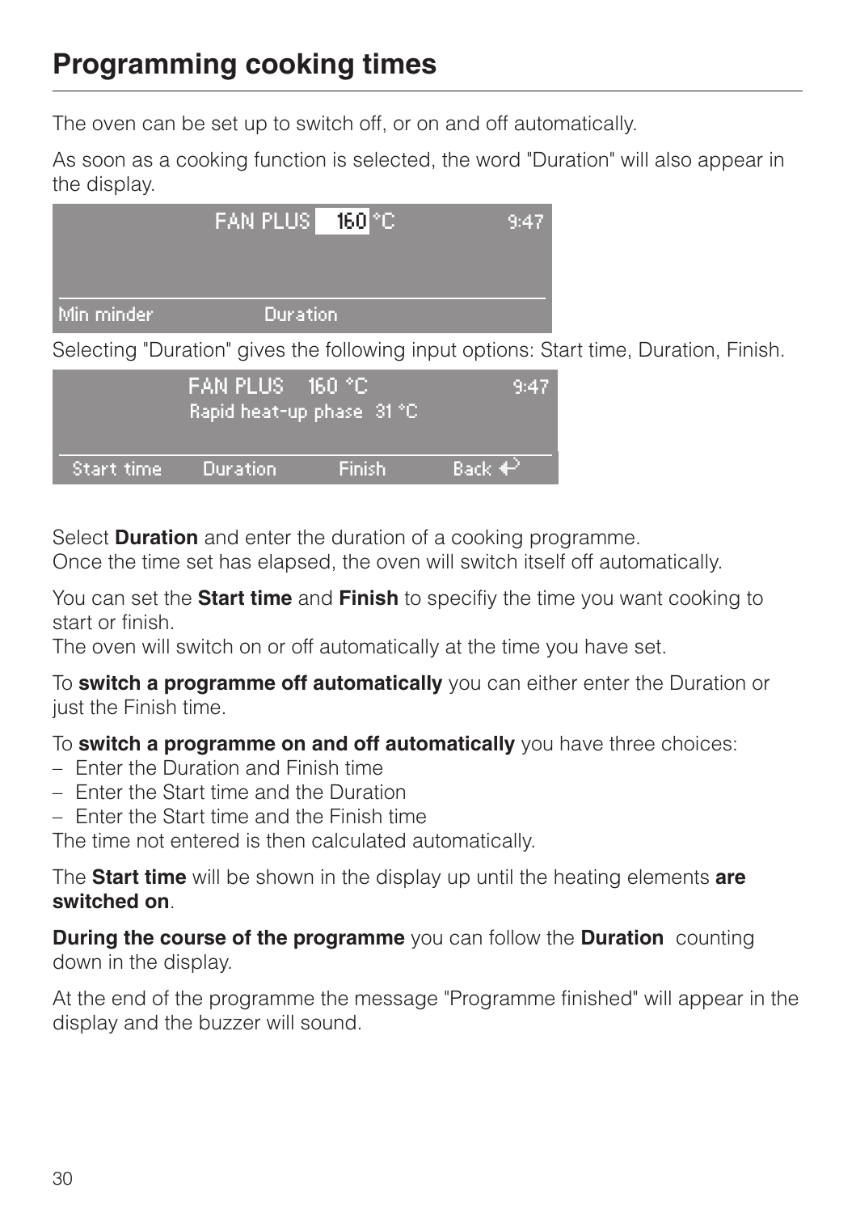# Programming cooking times

The oven can be set up to switch off, or on and off automatically.

As soon as a cooking function is selected, the word "Duration" will also appear in the display.

Selecting "Duration" gives the following input options: Start time, Duration, Finish.

Select **Duration** and enter the duration of a cooking programme.
Once the time set has elapsed, the oven will switch itself off automatically.

You can set the **Start time** and **Finish** to specifiy the time you want cooking to start or finish.
The oven will switch on or off automatically at the time you have set.

To **switch a programme off automatically** you can either enter the Duration or just the Finish time.

To **switch a programme on and off automatically** you have three choices:
- Enter the Duration and Finish time
- Enter the Start time and the Duration
- Enter the Start time and the Finish time

The time not entered is then calculated automatically.

The **Start time** will be shown in the display up until the heating elements **are switched on**.

**During the course of the programme** you can follow the **Duration** counting down in the display.

At the end of the programme the message "Programme finished" will appear in the display and the buzzer will sound.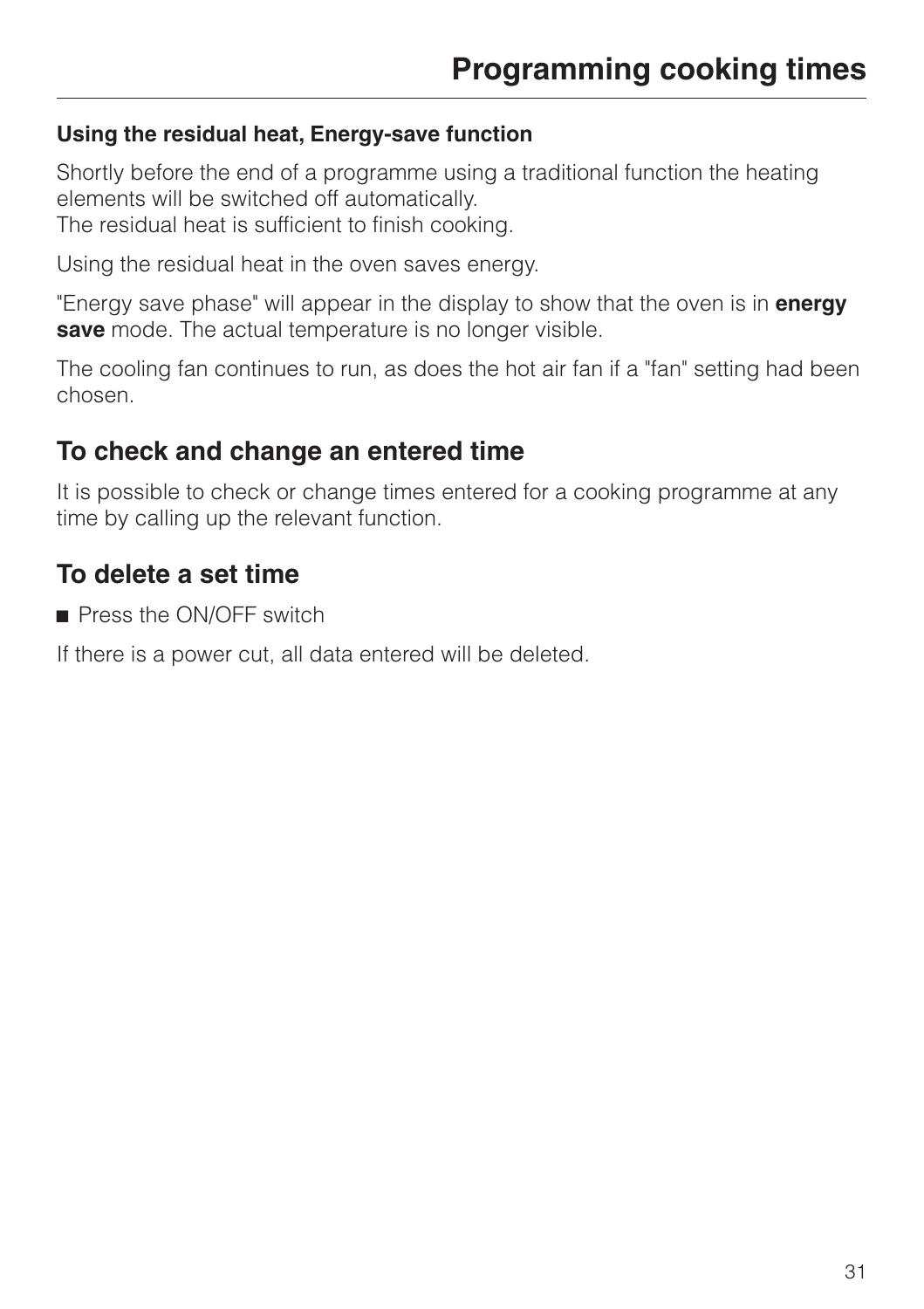# Programming cooking times

**Using the residual heat, Energy-save function**

Shortly before the end of a programme using a traditional function the heating elements will be switched off automatically.
The residual heat is sufficient to finish cooking.

Using the residual heat in the oven saves energy.

"Energy save phase" will appear in the display to show that the oven is in **energy save** mode. The actual temperature is no longer visible.

The cooling fan continues to run, as does the hot air fan if a "fan" setting had been chosen.

## To check and change an entered time

It is possible to check or change times entered for a cooking programme at any time by calling up the relevant function.

## To delete a set time

- Press the ON/OFF switch

If there is a power cut, all data entered will be deleted.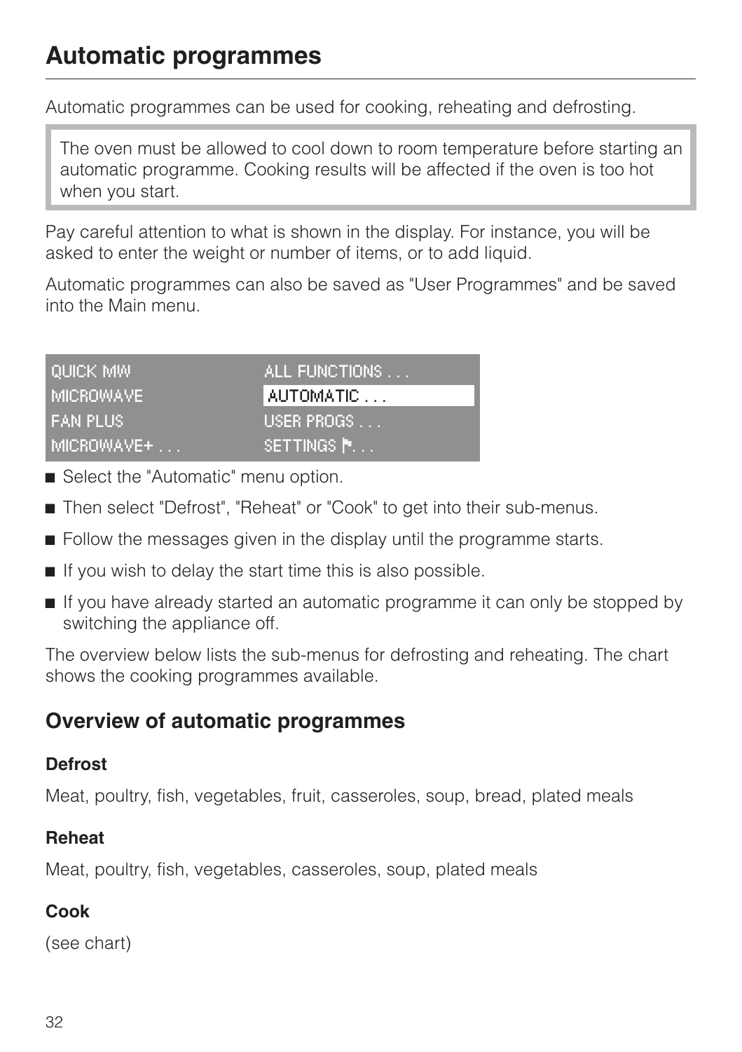# Automatic programmes

Automatic programmes can be used for cooking, reheating and defrosting.

> The oven must be allowed to cool down to room temperature before starting an automatic programme. Cooking results will be affected if the oven is too hot when you start.

Pay careful attention to what is shown in the display. For instance, you will be asked to enter the weight or number of items, or to add liquid.

Automatic programmes can also be saved as "User Programmes" and be saved into the Main menu.

| | |
|---|---|
| QUICK MW | ALL FUNCTIONS . . . |
| MICROWAVE | **AUTOMATIC . . .** |
| FAN PLUS | USER PROGS . . . |
| MICROWAVE+ . . . | SETTINGS ⚑. . . |

- Select the "Automatic" menu option.
- Then select "Defrost", "Reheat" or "Cook" to get into their sub-menus.
- Follow the messages given in the display until the programme starts.
- If you wish to delay the start time this is also possible.
- If you have already started an automatic programme it can only be stopped by switching the appliance off.

The overview below lists the sub-menus for defrosting and reheating. The chart shows the cooking programmes available.

## Overview of automatic programmes

**Defrost**

Meat, poultry, fish, vegetables, fruit, casseroles, soup, bread, plated meals

**Reheat**

Meat, poultry, fish, vegetables, casseroles, soup, plated meals

**Cook**

(see chart)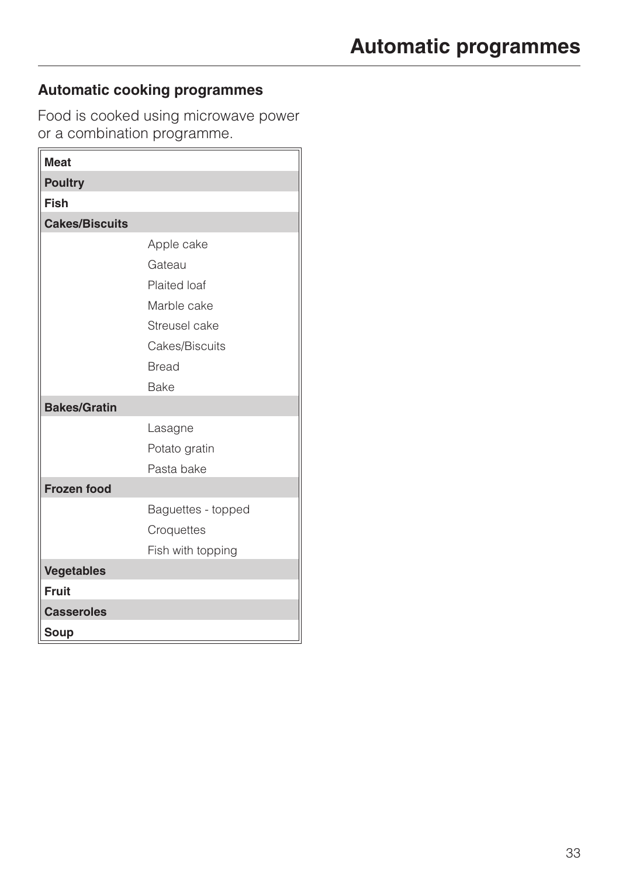# Automatic programmes

## Automatic cooking programmes

Food is cooked using microwave power or a combination programme.

| | |
|---|---|
| **Meat** | |
| **Poultry** | |
| **Fish** | |
| **Cakes/Biscuits** | |
| | Apple cake |
| | Gateau |
| | Plaited loaf |
| | Marble cake |
| | Streusel cake |
| | Cakes/Biscuits |
| | Bread |
| | Bake |
| **Bakes/Gratin** | |
| | Lasagne |
| | Potato gratin |
| | Pasta bake |
| **Frozen food** | |
| | Baguettes - topped |
| | Croquettes |
| | Fish with topping |
| **Vegetables** | |
| **Fruit** | |
| **Casseroles** | |
| **Soup** | |